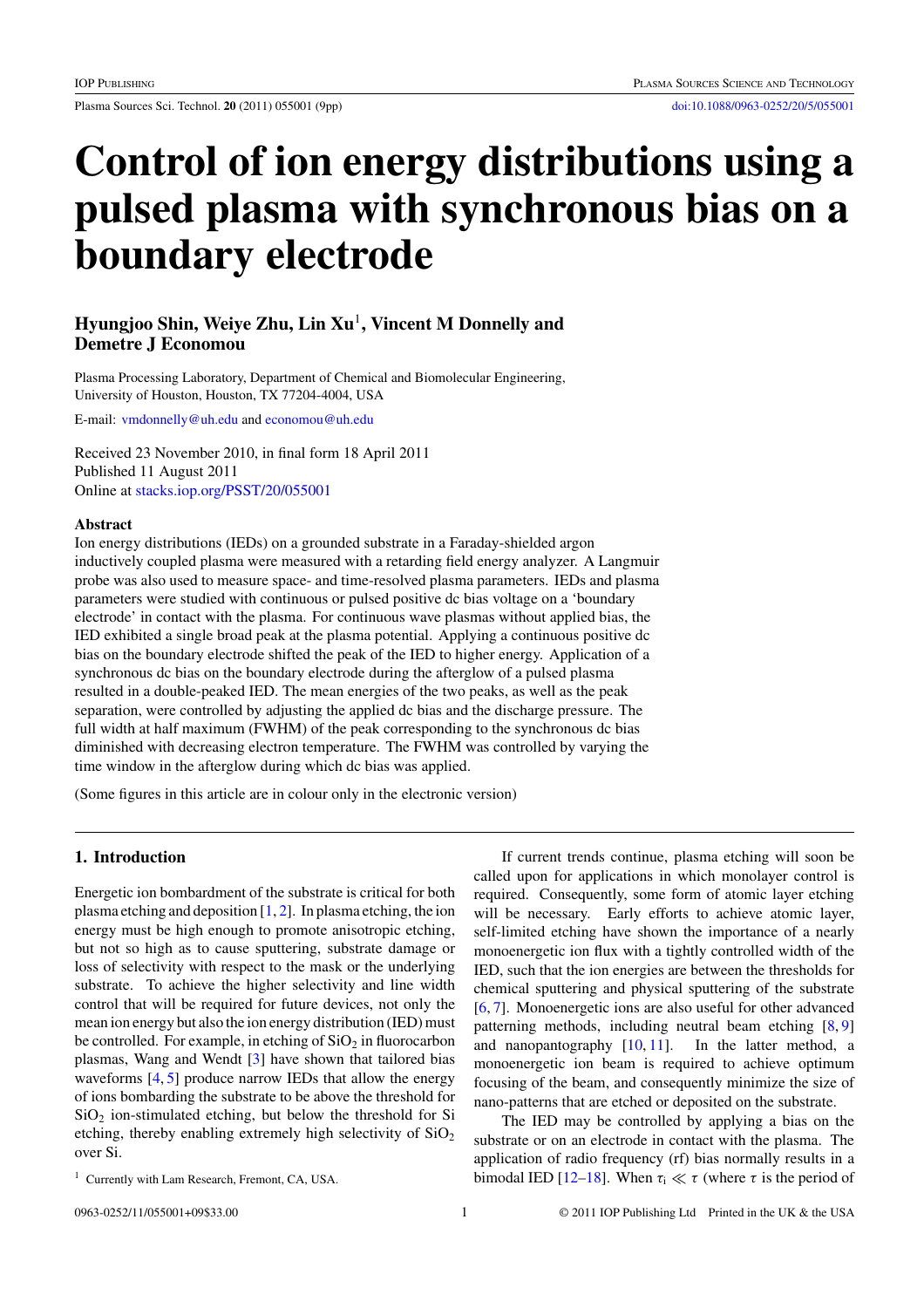# Control of ion energy distributions using a pulsed plasma with synchronous bias on a boundary electrode

**Hyungjoo Shin, Weiye Zhu, Lin Xu[1], Vincent M Donnelly and Demetre J Economou**

Plasma Processing Laboratory, Department of Chemical and Biomolecular Engineering, University of Houston, Houston, TX 77204-4004, USA

E-mail: vmdonnelly@uh.edu and economou@uh.edu

Received 23 November 2010, in final form 18 April 2011
Published 11 August 2011
Online at stacks.iop.org/PSST/20/055001

## Abstract

Ion energy distributions (IEDs) on a grounded substrate in a Faraday-shielded argon inductively coupled plasma were measured with a retarding field energy analyzer. A Langmuir probe was also used to measure space- and time-resolved plasma parameters. IEDs and plasma parameters were studied with continuous or pulsed positive dc bias voltage on a 'boundary electrode' in contact with the plasma. For continuous wave plasmas without applied bias, the IED exhibited a single broad peak at the plasma potential. Applying a continuous positive dc bias on the boundary electrode shifted the peak of the IED to higher energy. Application of a synchronous dc bias on the boundary electrode during the afterglow of a pulsed plasma resulted in a double-peaked IED. The mean energies of the two peaks, as well as the peak separation, were controlled by adjusting the applied dc bias and the discharge pressure. The full width at half maximum (FWHM) of the peak corresponding to the synchronous dc bias diminished with decreasing electron temperature. The FWHM was controlled by varying the time window in the afterglow during which dc bias was applied.

(Some figures in this article are in colour only in the electronic version)

## 1. Introduction

Energetic ion bombardment of the substrate is critical for both plasma etching and deposition [1, 2]. In plasma etching, the ion energy must be high enough to promote anisotropic etching, but not so high as to cause sputtering, substrate damage or loss of selectivity with respect to the mask or the underlying substrate. To achieve the higher selectivity and line width control that will be required for future devices, not only the mean ion energy but also the ion energy distribution (IED) must be controlled. For example, in etching of $SiO_2$ in fluorocarbon plasmas, Wang and Wendt [3] have shown that tailored bias waveforms [4, 5] produce narrow IEDs that allow the energy of ions bombarding the substrate to be above the threshold for $SiO_2$ ion-stimulated etching, but below the threshold for Si etching, thereby enabling extremely high selectivity of $SiO_2$ over Si.

If current trends continue, plasma etching will soon be called upon for applications in which monolayer control is required. Consequently, some form of atomic layer etching will be necessary. Early efforts to achieve atomic layer, self-limited etching have shown the importance of a nearly monoenergetic ion flux with a tightly controlled width of the IED, such that the ion energies are between the thresholds for chemical sputtering and physical sputtering of the substrate [6, 7]. Monoenergetic ions are also useful for other advanced patterning methods, including neutral beam etching [8, 9] and nanopantography [10, 11]. In the latter method, a monoenergetic ion beam is required to achieve optimum focusing of the beam, and consequently minimize the size of nano-patterns that are etched or deposited on the substrate.

The IED may be controlled by applying a bias on the substrate or on an electrode in contact with the plasma. The application of radio frequency (rf) bias normally results in a bimodal IED [12–18]. When $\tau_i \ll \tau$ (where $\tau$ is the period of

[1] Currently with Lam Research, Fremont, CA, USA.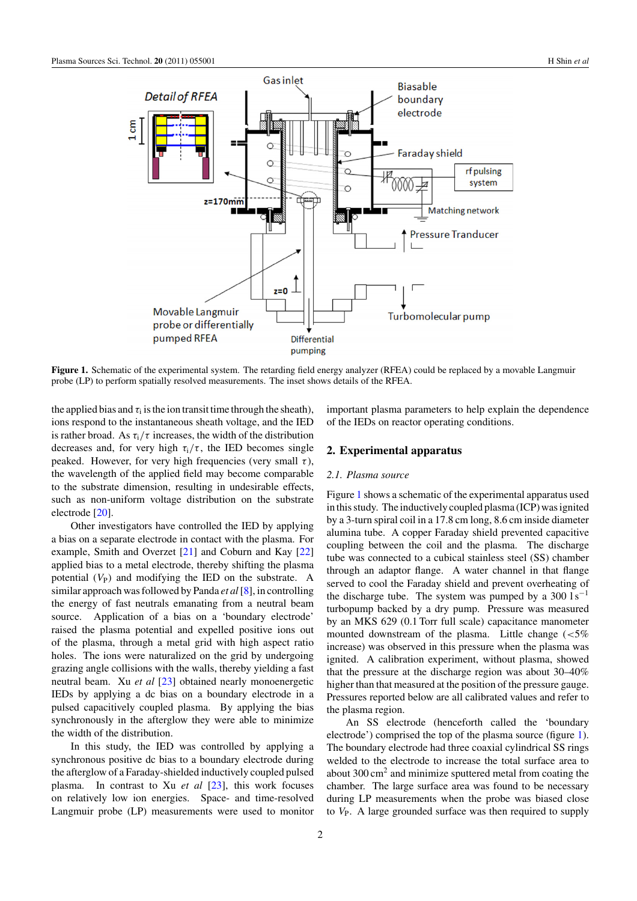**Figure 1.** Schematic of the experimental system. The retarding field energy analyzer (RFEA) could be replaced by a movable Langmuir probe (LP) to perform spatially resolved measurements. The inset shows details of the RFEA.

the applied bias and $\tau_i$ is the ion transit time through the sheath), ions respond to the instantaneous sheath voltage, and the IED is rather broad. As $\tau_i/\tau$ increases, the width of the distribution decreases and, for very high $\tau_i/\tau$, the IED becomes single peaked. However, for very high frequencies (very small $\tau$), the wavelength of the applied field may become comparable to the substrate dimension, resulting in undesirable effects, such as non-uniform voltage distribution on the substrate electrode [20].

Other investigators have controlled the IED by applying a bias on a separate electrode in contact with the plasma. For example, Smith and Overzet [21] and Coburn and Kay [22] applied bias to a metal electrode, thereby shifting the plasma potential ($V_P$) and modifying the IED on the substrate. A similar approach was followed by Panda *et al* [8], in controlling the energy of fast neutrals emanating from a neutral beam source. Application of a bias on a 'boundary electrode' raised the plasma potential and expelled positive ions out of the plasma, through a metal grid with high aspect ratio holes. The ions were naturalized on the grid by undergoing grazing angle collisions with the walls, thereby yielding a fast neutral beam. Xu *et al* [23] obtained nearly monoenergetic IEDs by applying a dc bias on a boundary electrode in a pulsed capacitively coupled plasma. By applying the bias synchronously in the afterglow they were able to minimize the width of the distribution.

In this study, the IED was controlled by applying a synchronous positive dc bias to a boundary electrode during the afterglow of a Faraday-shielded inductively coupled pulsed plasma. In contrast to Xu *et al* [23], this work focuses on relatively low ion energies. Space- and time-resolved Langmuir probe (LP) measurements were used to monitor important plasma parameters to help explain the dependence of the IEDs on reactor operating conditions.

## 2. Experimental apparatus

### 2.1. Plasma source

Figure 1 shows a schematic of the experimental apparatus used in this study. The inductively coupled plasma (ICP) was ignited by a 3-turn spiral coil in a 17.8 cm long, 8.6 cm inside diameter alumina tube. A copper Faraday shield prevented capacitive coupling between the coil and the plasma. The discharge tube was connected to a cubical stainless steel (SS) chamber through an adaptor flange. A water channel in that flange served to cool the Faraday shield and prevent overheating of the discharge tube. The system was pumped by a 300 $\mathrm{l\,s^{-1}}$ turbopump backed by a dry pump. Pressure was measured by an MKS 629 (0.1 Torr full scale) capacitance manometer mounted downstream of the plasma. Little change (<5% increase) was observed in this pressure when the plasma was ignited. A calibration experiment, without plasma, showed that the pressure at the discharge region was about 30–40% higher than that measured at the position of the pressure gauge. Pressures reported below are all calibrated values and refer to the plasma region.

An SS electrode (henceforth called the 'boundary electrode') comprised the top of the plasma source (figure 1). The boundary electrode had three coaxial cylindrical SS rings welded to the electrode to increase the total surface area to about 300 $\mathrm{cm^2}$ and minimize sputtered metal from coating the chamber. The large surface area was found to be necessary during LP measurements when the probe was biased close to $V_P$. A large grounded surface was then required to supply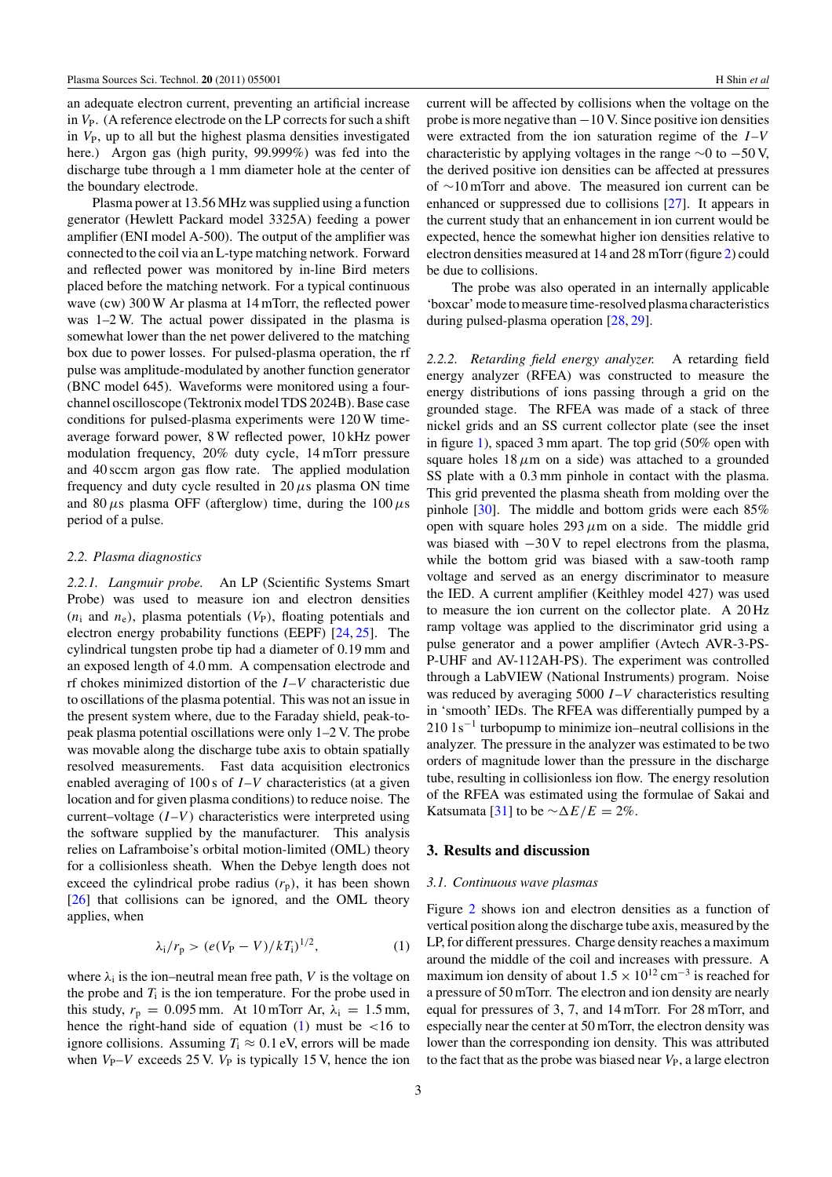an adequate electron current, preventing an artificial increase in $V_P$. (A reference electrode on the LP corrects for such a shift in $V_P$, up to all but the highest plasma densities investigated here.) Argon gas (high purity, 99.999%) was fed into the discharge tube through a 1 mm diameter hole at the center of the boundary electrode.

Plasma power at 13.56 MHz was supplied using a function generator (Hewlett Packard model 3325A) feeding a power amplifier (ENI model A-500). The output of the amplifier was connected to the coil via an L-type matching network. Forward and reflected power was monitored by in-line Bird meters placed before the matching network. For a typical continuous wave (cw) 300 W Ar plasma at 14 mTorr, the reflected power was 1–2 W. The actual power dissipated in the plasma is somewhat lower than the net power delivered to the matching box due to power losses. For pulsed-plasma operation, the rf pulse was amplitude-modulated by another function generator (BNC model 645). Waveforms were monitored using a four-channel oscilloscope (Tektronix model TDS 2024B). Base case conditions for pulsed-plasma experiments were 120 W time-average forward power, 8 W reflected power, 10 kHz power modulation frequency, 20% duty cycle, 14 mTorr pressure and 40 sccm argon gas flow rate. The applied modulation frequency and duty cycle resulted in 20 $\mu$s plasma ON time and 80 $\mu$s plasma OFF (afterglow) time, during the 100 $\mu$s period of a pulse.

### 2.2. Plasma diagnostics

*2.2.1. Langmuir probe.* An LP (Scientific Systems Smart Probe) was used to measure ion and electron densities ($n_i$ and $n_e$), plasma potentials ($V_P$), floating potentials and electron energy probability functions (EEPF) [24, 25]. The cylindrical tungsten probe tip had a diameter of 0.19 mm and an exposed length of 4.0 mm. A compensation electrode and rf chokes minimized distortion of the $I$–$V$ characteristic due to oscillations of the plasma potential. This was not an issue in the present system where, due to the Faraday shield, peak-to-peak plasma potential oscillations were only 1–2 V. The probe was movable along the discharge tube axis to obtain spatially resolved measurements. Fast data acquisition electronics enabled averaging of 100 s of $I$–$V$ characteristics (at a given location and for given plasma conditions) to reduce noise. The current–voltage ($I$–$V$) characteristics were interpreted using the software supplied by the manufacturer. This analysis relies on Laframboise's orbital motion-limited (OML) theory for a collisionless sheath. When the Debye length does not exceed the cylindrical probe radius ($r_p$), it has been shown [26] that collisions can be ignored, and the OML theory applies, when

$$\lambda_i/r_p > (e(V_P - V)/kT_i)^{1/2}, \qquad (1)$$

where $\lambda_i$ is the ion–neutral mean free path, $V$ is the voltage on the probe and $T_i$ is the ion temperature. For the probe used in this study, $r_p = 0.095$ mm. At 10 mTorr Ar, $\lambda_i = 1.5$ mm, hence the right-hand side of equation (1) must be $<16$ to ignore collisions. Assuming $T_i \approx 0.1$ eV, errors will be made when $V_P$–$V$ exceeds 25 V. $V_P$ is typically 15 V, hence the ion current will be affected by collisions when the voltage on the probe is more negative than −10 V. Since positive ion densities were extracted from the ion saturation regime of the $I$–$V$ characteristic by applying voltages in the range ~0 to −50 V, the derived positive ion densities can be affected at pressures of ~10 mTorr and above. The measured ion current can be enhanced or suppressed due to collisions [27]. It appears in the current study that an enhancement in ion current would be expected, hence the somewhat higher ion densities relative to electron densities measured at 14 and 28 mTorr (figure 2) could be due to collisions.

The probe was also operated in an internally applicable 'boxcar' mode to measure time-resolved plasma characteristics during pulsed-plasma operation [28, 29].

*2.2.2. Retarding field energy analyzer.* A retarding field energy analyzer (RFEA) was constructed to measure the energy distributions of ions passing through a grid on the grounded stage. The RFEA was made of a stack of three nickel grids and an SS current collector plate (see the inset in figure 1), spaced 3 mm apart. The top grid (50% open with square holes 18 $\mu$m on a side) was attached to a grounded SS plate with a 0.3 mm pinhole in contact with the plasma. This grid prevented the plasma sheath from molding over the pinhole [30]. The middle and bottom grids were each 85% open with square holes 293 $\mu$m on a side. The middle grid was biased with −30 V to repel electrons from the plasma, while the bottom grid was biased with a saw-tooth ramp voltage and served as an energy discriminator to measure the IED. A current amplifier (Keithley model 427) was used to measure the ion current on the collector plate. A 20 Hz ramp voltage was applied to the discriminator grid using a pulse generator and a power amplifier (Avtech AVR-3-PS-P-UHF and AV-112AH-PS). The experiment was controlled through a LabVIEW (National Instruments) program. Noise was reduced by averaging 5000 $I$–$V$ characteristics resulting in 'smooth' IEDs. The RFEA was differentially pumped by a 210 l s$^{-1}$ turbopump to minimize ion–neutral collisions in the analyzer. The pressure in the analyzer was estimated to be two orders of magnitude lower than the pressure in the discharge tube, resulting in collisionless ion flow. The energy resolution of the RFEA was estimated using the formulae of Sakai and Katsumata [31] to be $\sim\Delta E/E = 2\%$.

## 3. Results and discussion

### 3.1. Continuous wave plasmas

Figure 2 shows ion and electron densities as a function of vertical position along the discharge tube axis, measured by the LP, for different pressures. Charge density reaches a maximum around the middle of the coil and increases with pressure. A maximum ion density of about $1.5 \times 10^{12}$ cm$^{-3}$ is reached for a pressure of 50 mTorr. The electron and ion density are nearly equal for pressures of 3, 7, and 14 mTorr. For 28 mTorr, and especially near the center at 50 mTorr, the electron density was lower than the corresponding ion density. This was attributed to the fact that as the probe was biased near $V_P$, a large electron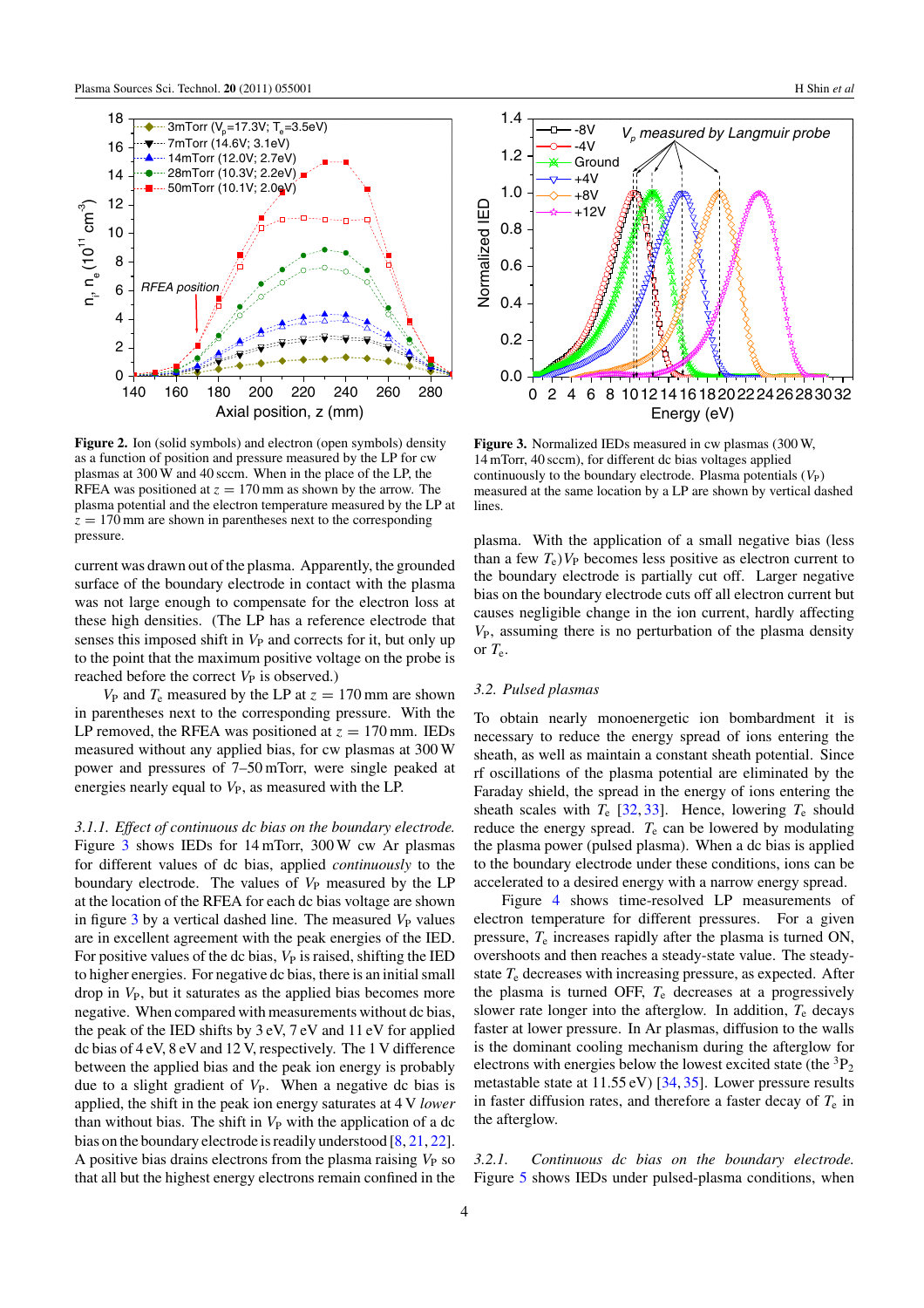**Figure 2.** Ion (solid symbols) and electron (open symbols) density as a function of position and pressure measured by the LP for cw plasmas at 300 W and 40 sccm. When in the place of the LP, the RFEA was positioned at $z = 170$ mm as shown by the arrow. The plasma potential and the electron temperature measured by the LP at $z = 170$ mm are shown in parentheses next to the corresponding pressure.

**Figure 3.** Normalized IEDs measured in cw plasmas (300 W, 14 mTorr, 40 sccm), for different dc bias voltages applied continuously to the boundary electrode. Plasma potentials ($V_P$) measured at the same location by a LP are shown by vertical dashed lines.

current was drawn out of the plasma. Apparently, the grounded surface of the boundary electrode in contact with the plasma was not large enough to compensate for the electron loss at these high densities. (The LP has a reference electrode that senses this imposed shift in $V_P$ and corrects for it, but only up to the point that the maximum positive voltage on the probe is reached before the correct $V_P$ is observed.)

$V_P$ and $T_e$ measured by the LP at $z = 170$ mm are shown in parentheses next to the corresponding pressure. With the LP removed, the RFEA was positioned at $z = 170$ mm. IEDs measured without any applied bias, for cw plasmas at 300 W power and pressures of 7–50 mTorr, were single peaked at energies nearly equal to $V_P$, as measured with the LP.

*3.1.1. Effect of continuous dc bias on the boundary electrode.* Figure 3 shows IEDs for 14 mTorr, 300 W cw Ar plasmas for different values of dc bias, applied *continuously* to the boundary electrode. The values of $V_P$ measured by the LP at the location of the RFEA for each dc bias voltage are shown in figure 3 by a vertical dashed line. The measured $V_P$ values are in excellent agreement with the peak energies of the IED. For positive values of the dc bias, $V_P$ is raised, shifting the IED to higher energies. For negative dc bias, there is an initial small drop in $V_P$, but it saturates as the applied bias becomes more negative. When compared with measurements without dc bias, the peak of the IED shifts by 3 eV, 7 eV and 11 eV for applied dc bias of 4 eV, 8 eV and 12 V, respectively. The 1 V difference between the applied bias and the peak ion energy is probably due to a slight gradient of $V_P$. When a negative dc bias is applied, the shift in the peak ion energy saturates at 4 V *lower* than without bias. The shift in $V_P$ with the application of a dc bias on the boundary electrode is readily understood [8, 21, 22]. A positive bias drains electrons from the plasma raising $V_P$ so that all but the highest energy electrons remain confined in the plasma. With the application of a small negative bias (less than a few $T_e$) $V_P$ becomes less positive as electron current to the boundary electrode is partially cut off. Larger negative bias on the boundary electrode cuts off all electron current but causes negligible change in the ion current, hardly affecting $V_P$, assuming there is no perturbation of the plasma density or $T_e$.

### 3.2. Pulsed plasmas

To obtain nearly monoenergetic ion bombardment it is necessary to reduce the energy spread of ions entering the sheath, as well as maintain a constant sheath potential. Since rf oscillations of the plasma potential are eliminated by the Faraday shield, the spread in the energy of ions entering the sheath scales with $T_e$ [32, 33]. Hence, lowering $T_e$ should reduce the energy spread. $T_e$ can be lowered by modulating the plasma power (pulsed plasma). When a dc bias is applied to the boundary electrode under these conditions, ions can be accelerated to a desired energy with a narrow energy spread.

Figure 4 shows time-resolved LP measurements of electron temperature for different pressures. For a given pressure, $T_e$ increases rapidly after the plasma is turned ON, overshoots and then reaches a steady-state value. The steady-state $T_e$ decreases with increasing pressure, as expected. After the plasma is turned OFF, $T_e$ decreases at a progressively slower rate longer into the afterglow. In addition, $T_e$ decays faster at lower pressure. In Ar plasmas, diffusion to the walls is the dominant cooling mechanism during the afterglow for electrons with energies below the lowest excited state (the $^3P_2$ metastable state at 11.55 eV) [34, 35]. Lower pressure results in faster diffusion rates, and therefore a faster decay of $T_e$ in the afterglow.

*3.2.1. Continuous dc bias on the boundary electrode.* Figure 5 shows IEDs under pulsed-plasma conditions, when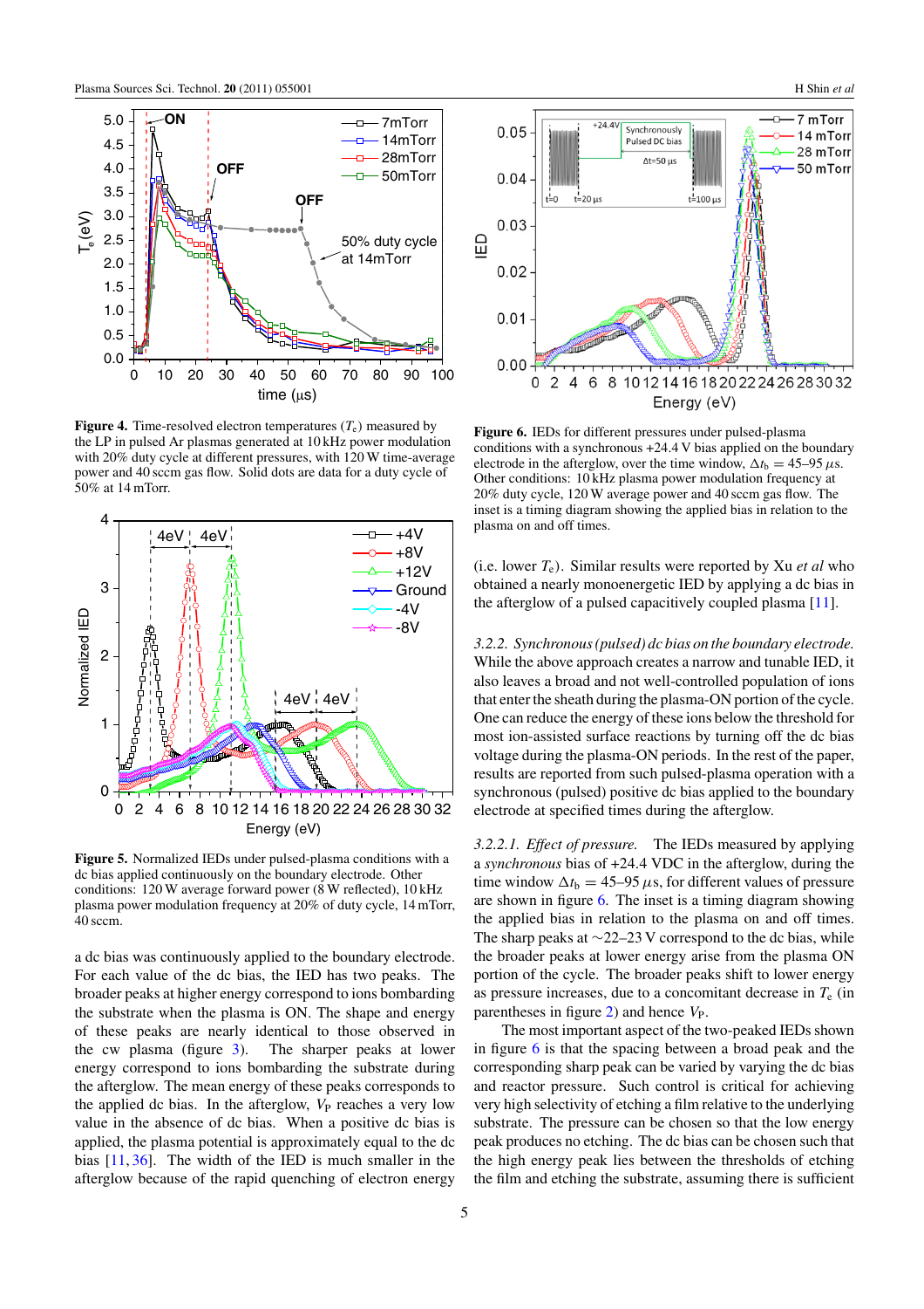**Figure 4.** Time-resolved electron temperatures ($T_e$) measured by the LP in pulsed Ar plasmas generated at 10 kHz power modulation with 20% duty cycle at different pressures, with 120 W time-average power and 40 sccm gas flow. Solid dots are data for a duty cycle of 50% at 14 mTorr.

**Figure 5.** Normalized IEDs under pulsed-plasma conditions with a dc bias applied continuously on the boundary electrode. Other conditions: 120 W average forward power (8 W reflected), 10 kHz plasma power modulation frequency at 20% of duty cycle, 14 mTorr, 40 sccm.

a dc bias was continuously applied to the boundary electrode. For each value of the dc bias, the IED has two peaks. The broader peaks at higher energy correspond to ions bombarding the substrate when the plasma is ON. The shape and energy of these peaks are nearly identical to those observed in the cw plasma (figure 3). The sharper peaks at lower energy correspond to ions bombarding the substrate during the afterglow. The mean energy of these peaks corresponds to the applied dc bias. In the afterglow, $V_P$ reaches a very low value in the absence of dc bias. When a positive dc bias is applied, the plasma potential is approximately equal to the dc bias [11, 36]. The width of the IED is much smaller in the afterglow because of the rapid quenching of electron energy (i.e. lower $T_e$). Similar results were reported by Xu *et al* who obtained a nearly monoenergetic IED by applying a dc bias in the afterglow of a pulsed capacitively coupled plasma [11].

**Figure 6.** IEDs for different pressures under pulsed-plasma conditions with a synchronous +24.4 V bias applied on the boundary electrode in the afterglow, over the time window, $\Delta t_b = 45$–$95\,\mu$s. Other conditions: 10 kHz plasma power modulation frequency at 20% duty cycle, 120 W average power and 40 sccm gas flow. The inset is a timing diagram showing the applied bias in relation to the plasma on and off times.

*3.2.2. Synchronous (pulsed) dc bias on the boundary electrode.* While the above approach creates a narrow and tunable IED, it also leaves a broad and not well-controlled population of ions that enter the sheath during the plasma-ON portion of the cycle. One can reduce the energy of these ions below the threshold for most ion-assisted surface reactions by turning off the dc bias voltage during the plasma-ON periods. In the rest of the paper, results are reported from such pulsed-plasma operation with a synchronous (pulsed) positive dc bias applied to the boundary electrode at specified times during the afterglow.

*3.2.2.1. Effect of pressure.* The IEDs measured by applying a *synchronous* bias of +24.4 VDC in the afterglow, during the time window $\Delta t_b = 45$–$95\,\mu$s, for different values of pressure are shown in figure 6. The inset is a timing diagram showing the applied bias in relation to the plasma on and off times. The sharp peaks at ~22–23 V correspond to the dc bias, while the broader peaks at lower energy arise from the plasma ON portion of the cycle. The broader peaks shift to lower energy as pressure increases, due to a concomitant decrease in $T_e$ (in parentheses in figure 2) and hence $V_P$.

The most important aspect of the two-peaked IEDs shown in figure 6 is that the spacing between a broad peak and the corresponding sharp peak can be varied by varying the dc bias and reactor pressure. Such control is critical for achieving very high selectivity of etching a film relative to the underlying substrate. The pressure can be chosen so that the low energy peak produces no etching. The dc bias can be chosen such that the high energy peak lies between the thresholds of etching the film and etching the substrate, assuming there is sufficient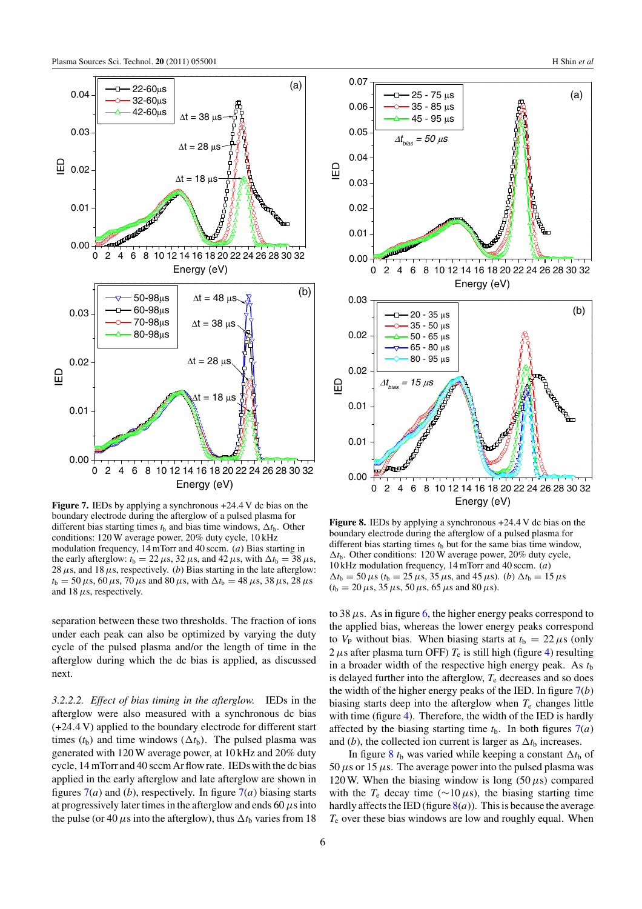**Figure 7.** IEDs by applying a synchronous +24.4 V dc bias on the boundary electrode during the afterglow of a pulsed plasma for different bias starting times $t_b$ and bias time windows, $\Delta t_b$. Other conditions: 120 W average power, 20% duty cycle, 10 kHz modulation frequency, 14 mTorr and 40 sccm. (*a*) Bias starting in the early afterglow: $t_b = 22\,\mu s$, $32\,\mu s$, and $42\,\mu s$, with $\Delta t_b = 38\,\mu s$, $28\,\mu s$, and $18\,\mu s$, respectively. (*b*) Bias starting in the late afterglow: $t_b = 50\,\mu s$, $60\,\mu s$, $70\,\mu s$ and $80\,\mu s$, with $\Delta t_b = 48\,\mu s$, $38\,\mu s$, $28\,\mu s$ and $18\,\mu s$, respectively.

separation between these two thresholds. The fraction of ions under each peak can also be optimized by varying the duty cycle of the pulsed plasma and/or the length of time in the afterglow during which the dc bias is applied, as discussed next.

*3.2.2.2. Effect of bias timing in the afterglow.* IEDs in the afterglow were also measured with a synchronous dc bias (+24.4 V) applied to the boundary electrode for different start times ($t_b$) and time windows ($\Delta t_b$). The pulsed plasma was generated with 120 W average power, at 10 kHz and 20% duty cycle, 14 mTorr and 40 sccm Ar flow rate. IEDs with the dc bias applied in the early afterglow and late afterglow are shown in figures 7(*a*) and (*b*), respectively. In figure 7(*a*) biasing starts at progressively later times in the afterglow and ends 60 $\mu$s into the pulse (or 40 $\mu$s into the afterglow), thus $\Delta t_b$ varies from 18 to 38 $\mu$s. As in figure 6, the higher energy peaks correspond to the applied bias, whereas the lower energy peaks correspond to $V_P$ without bias. When biasing starts at $t_b = 22\,\mu s$ (only 2 $\mu$s after plasma turn OFF) $T_e$ is still high (figure 4) resulting in a broader width of the respective high energy peak. As $t_b$ is delayed further into the afterglow, $T_e$ decreases and so does the width of the higher energy peaks of the IED. In figure 7(*b*) biasing starts deep into the afterglow when $T_e$ changes little with time (figure 4). Therefore, the width of the IED is hardly affected by the biasing starting time $t_b$. In both figures 7(*a*) and (*b*), the collected ion current is larger as $\Delta t_b$ increases.

**Figure 8.** IEDs by applying a synchronous +24.4 V dc bias on the boundary electrode during the afterglow of a pulsed plasma for different bias starting times $t_b$ but for the same bias time window, $\Delta t_b$. Other conditions: 120 W average power, 20% duty cycle, 10 kHz modulation frequency, 14 mTorr and 40 sccm. (*a*) $\Delta t_b = 50\,\mu s$ ($t_b = 25\,\mu s$, $35\,\mu s$, and $45\,\mu s$). (*b*) $\Delta t_b = 15\,\mu s$ ($t_b = 20\,\mu s$, $35\,\mu s$, $50\,\mu s$, $65\,\mu s$ and $80\,\mu s$).

In figure 8 $t_b$ was varied while keeping a constant $\Delta t_b$ of 50 $\mu$s or 15 $\mu$s. The average power into the pulsed plasma was 120 W. When the biasing window is long (50 $\mu$s) compared with the $T_e$ decay time ($\sim$10 $\mu$s), the biasing starting time hardly affects the IED (figure 8(*a*)). This is because the average $T_e$ over these bias windows are low and roughly equal. When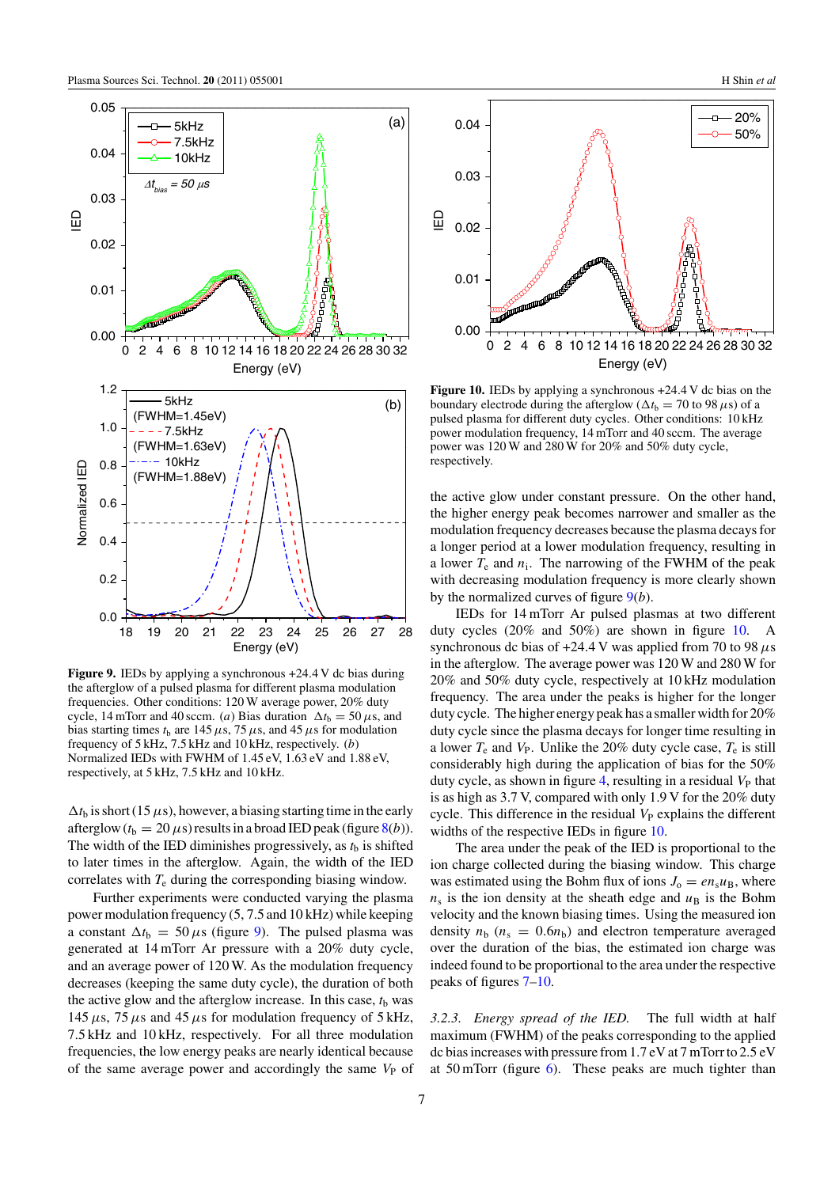**Figure 9.** IEDs by applying a synchronous +24.4 V dc bias during the afterglow of a pulsed plasma for different plasma modulation frequencies. Other conditions: 120 W average power, 20% duty cycle, 14 mTorr and 40 sccm. (*a*) Bias duration $\Delta t_b = 50\,\mu s$, and bias starting times $t_b$ are 145 $\mu$s, 75 $\mu$s, and 45 $\mu$s for modulation frequency of 5 kHz, 7.5 kHz and 10 kHz, respectively. (*b*) Normalized IEDs with FWHM of 1.45 eV, 1.63 eV and 1.88 eV, respectively, at 5 kHz, 7.5 kHz and 10 kHz.

$\Delta t_b$ is short (15 $\mu$s), however, a biasing starting time in the early afterglow ($t_b = 20\,\mu s$) results in a broad IED peak (figure 8(*b*)). The width of the IED diminishes progressively, as $t_b$ is shifted to later times in the afterglow. Again, the width of the IED correlates with $T_e$ during the corresponding biasing window.

Further experiments were conducted varying the plasma power modulation frequency (5, 7.5 and 10 kHz) while keeping a constant $\Delta t_b = 50\,\mu s$ (figure 9). The pulsed plasma was generated at 14 mTorr Ar pressure with a 20% duty cycle, and an average power of 120 W. As the modulation frequency decreases (keeping the same duty cycle), the duration of both the active glow and the afterglow increase. In this case, $t_b$ was 145 $\mu$s, 75 $\mu$s and 45 $\mu$s for modulation frequency of 5 kHz, 7.5 kHz and 10 kHz, respectively. For all three modulation frequencies, the low energy peaks are nearly identical because of the same average power and accordingly the same $V_P$ of the active glow under constant pressure. On the other hand, the higher energy peak becomes narrower and smaller as the modulation frequency decreases because the plasma decays for a longer period at a lower modulation frequency, resulting in a lower $T_e$ and $n_i$. The narrowing of the FWHM of the peak with decreasing modulation frequency is more clearly shown by the normalized curves of figure 9(*b*).

**Figure 10.** IEDs by applying a synchronous +24.4 V dc bias on the boundary electrode during the afterglow ($\Delta t_b = 70$ to 98 $\mu$s) of a pulsed plasma for different duty cycles. Other conditions: 10 kHz power modulation frequency, 14 mTorr and 40 sccm. The average power was 120 W and 280 W for 20% and 50% duty cycle, respectively.

IEDs for 14 mTorr Ar pulsed plasmas at two different duty cycles (20% and 50%) are shown in figure 10. A synchronous dc bias of +24.4 V was applied from 70 to 98 $\mu$s in the afterglow. The average power was 120 W and 280 W for 20% and 50% duty cycle, respectively at 10 kHz modulation frequency. The area under the peaks is higher for the longer duty cycle. The higher energy peak has a smaller width for 20% duty cycle since the plasma decays for longer time resulting in a lower $T_e$ and $V_P$. Unlike the 20% duty cycle case, $T_e$ is still considerably high during the application of bias for the 50% duty cycle, as shown in figure 4, resulting in a residual $V_P$ that is as high as 3.7 V, compared with only 1.9 V for the 20% duty cycle. This difference in the residual $V_P$ explains the different widths of the respective IEDs in figure 10.

The area under the peak of the IED is proportional to the ion charge collected during the biasing window. This charge was estimated using the Bohm flux of ions $J_o = en_s u_B$, where $n_s$ is the ion density at the sheath edge and $u_B$ is the Bohm velocity and the known biasing times. Using the measured ion density $n_b$ ($n_s = 0.6n_b$) and electron temperature averaged over the duration of the bias, the estimated ion charge was indeed found to be proportional to the area under the respective peaks of figures 7–10.

*3.2.3. Energy spread of the IED.* The full width at half maximum (FWHM) of the peaks corresponding to the applied dc bias increases with pressure from 1.7 eV at 7 mTorr to 2.5 eV at 50 mTorr (figure 6). These peaks are much tighter than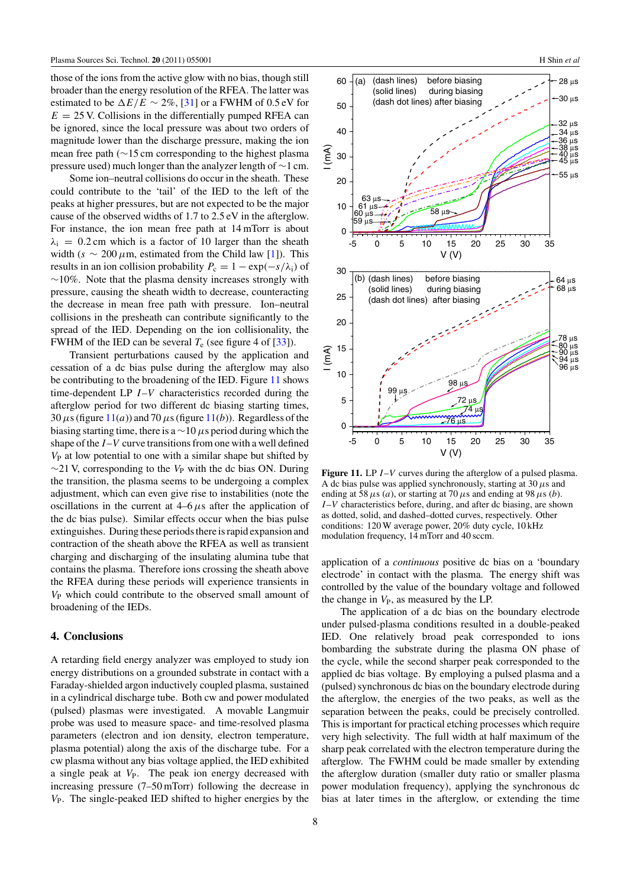those of the ions from the active glow with no bias, though still broader than the energy resolution of the RFEA. The latter was estimated to be $\Delta E/E \sim 2\%$, [31] or a FWHM of 0.5 eV for $E = 25$ V. Collisions in the differentially pumped RFEA can be ignored, since the local pressure was about two orders of magnitude lower than the discharge pressure, making the ion mean free path (∼15 cm corresponding to the highest plasma pressure used) much longer than the analyzer length of ∼1 cm.

Some ion–neutral collisions do occur in the sheath. These could contribute to the 'tail' of the IED to the left of the peaks at higher pressures, but are not expected to be the major cause of the observed widths of 1.7 to 2.5 eV in the afterglow. For instance, the ion mean free path at 14 mTorr is about $\lambda_i = 0.2$ cm which is a factor of 10 larger than the sheath width ($s \sim 200\,\mu$m, estimated from the Child law [1]). This results in an ion collision probability $P_c = 1 - \exp(-s/\lambda_i)$ of ∼10%. Note that the plasma density increases strongly with pressure, causing the sheath width to decrease, counteracting the decrease in mean free path with pressure. Ion–neutral collisions in the presheath can contribute significantly to the spread of the IED. Depending on the ion collisionality, the FWHM of the IED can be several $T_e$ (see figure 4 of [33]).

Transient perturbations caused by the application and cessation of a dc bias pulse during the afterglow may also be contributing to the broadening of the IED. Figure 11 shows time-dependent LP $I$–$V$ characteristics recorded during the afterglow period for two different dc biasing starting times, 30 $\mu$s (figure 11(*a*)) and 70 $\mu$s (figure 11(*b*)). Regardless of the biasing starting time, there is a ∼10 $\mu$s period during which the shape of the $I$–$V$ curve transitions from one with a well defined $V_P$ at low potential to one with a similar shape but shifted by ∼21 V, corresponding to the $V_P$ with the dc bias ON. During the transition, the plasma seems to be undergoing a complex adjustment, which can even give rise to instabilities (note the oscillations in the current at 4–6 $\mu$s after the application of the dc bias pulse). Similar effects occur when the bias pulse extinguishes. During these periods there is rapid expansion and contraction of the sheath above the RFEA as well as transient charging and discharging of the insulating alumina tube that contains the plasma. Therefore ions crossing the sheath above the RFEA during these periods will experience transients in $V_P$ which could contribute to the observed small amount of broadening of the IEDs.

**Figure 11.** LP $I$–$V$ curves during the afterglow of a pulsed plasma. A dc bias pulse was applied synchronously, starting at 30 $\mu$s and ending at 58 $\mu$s (*a*), or starting at 70 $\mu$s and ending at 98 $\mu$s (*b*). $I$–$V$ characteristics before, during, and after dc biasing, are shown as dotted, solid, and dashed–dotted curves, respectively. Other conditions: 120 W average power, 20% duty cycle, 10 kHz modulation frequency, 14 mTorr and 40 sccm.

## 4. Conclusions

A retarding field energy analyzer was employed to study ion energy distributions on a grounded substrate in contact with a Faraday-shielded argon inductively coupled plasma, sustained in a cylindrical discharge tube. Both cw and power modulated (pulsed) plasmas were investigated. A movable Langmuir probe was used to measure space- and time-resolved plasma parameters (electron and ion density, electron temperature, plasma potential) along the axis of the discharge tube. For a cw plasma without any bias voltage applied, the IED exhibited a single peak at $V_P$. The peak ion energy decreased with increasing pressure (7–50 mTorr) following the decrease in $V_P$. The single-peaked IED shifted to higher energies by the application of a *continuous* positive dc bias on a 'boundary electrode' in contact with the plasma. The energy shift was controlled by the value of the boundary voltage and followed the change in $V_P$, as measured by the LP.

The application of a dc bias on the boundary electrode under pulsed-plasma conditions resulted in a double-peaked IED. One relatively broad peak corresponded to ions bombarding the substrate during the plasma ON phase of the cycle, while the second sharper peak corresponded to the applied dc bias voltage. By employing a pulsed plasma and a (pulsed) synchronous dc bias on the boundary electrode during the afterglow, the energies of the two peaks, as well as the separation between the peaks, could be precisely controlled. This is important for practical etching processes which require very high selectivity. The full width at half maximum of the sharp peak correlated with the electron temperature during the afterglow. The FWHM could be made smaller by extending the afterglow duration (smaller duty ratio or smaller plasma power modulation frequency), applying the synchronous dc bias at later times in the afterglow, or extending the time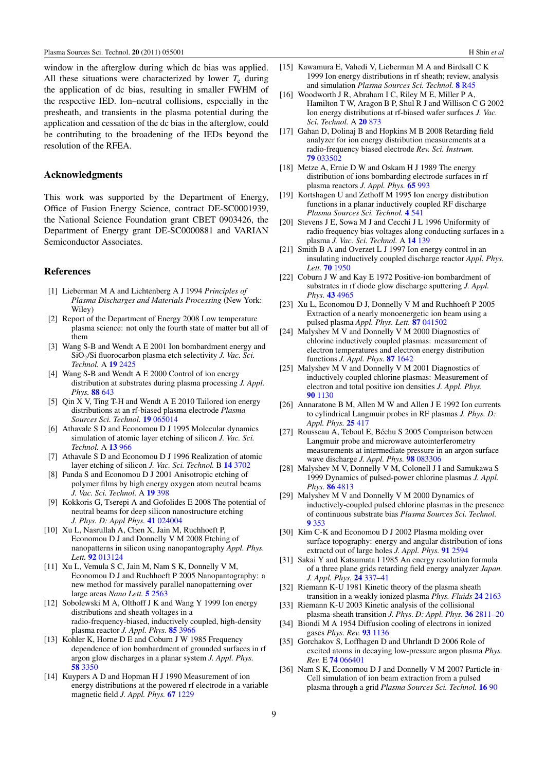window in the afterglow during which dc bias was applied. All these situations were characterized by lower $T_e$ during the application of dc bias, resulting in smaller FWHM of the respective IED. Ion–neutral collisions, especially in the presheath, and transients in the plasma potential during the application and cessation of the dc bias in the afterglow, could be contributing to the broadening of the IEDs beyond the resolution of the RFEA.

## Acknowledgments

This work was supported by the Department of Energy, Office of Fusion Energy Science, contract DE-SC0001939, the National Science Foundation grant CBET 0903426, the Department of Energy grant DE-SC0000881 and VARIAN Semiconductor Associates.

## References

[1] Lieberman M A and Lichtenberg A J 1994 *Principles of Plasma Discharges and Materials Processing* (New York: Wiley)

[2] Report of the Department of Energy 2008 Low temperature plasma science: not only the fourth state of matter but all of them

[3] Wang S-B and Wendt A E 2001 Ion bombardment energy and $SiO_2$/Si fluorocarbon plasma etch selectivity *J. Vac. Sci. Technol.* A **19** 2425

[4] Wang S-B and Wendt A E 2000 Control of ion energy distribution at substrates during plasma processing *J. Appl. Phys.* **88** 643

[5] Qin X V, Ting T-H and Wendt A E 2010 Tailored ion energy distributions at an rf-biased plasma electrode *Plasma Sources Sci. Technol.* **19** 065014

[6] Athavale S D and Economou D J 1995 Molecular dynamics simulation of atomic layer etching of silicon *J. Vac. Sci. Technol.* A **13** 966

[7] Athavale S D and Economou D J 1996 Realization of atomic layer etching of silicon *J. Vac. Sci. Technol.* B **14** 3702

[8] Panda S and Economou D J 2001 Anisotropic etching of polymer films by high energy oxygen atom neutral beams *J. Vac. Sci. Technol.* A **19** 398

[9] Kokkoris G, Tserepi A and Gofolides E 2008 The potential of neutral beams for deep silicon nanostructure etching *J. Phys. D: Appl Phys.* **41** 024004

[10] Xu L, Nasrullah A, Chen X, Jain M, Ruchhoeft P, Economou D J and Donnelly V M 2008 Etching of nanopatterns in silicon using nanopantography *Appl. Phys. Lett.* **92** 013124

[11] Xu L, Vemula S C, Jain M, Nam S K, Donnelly V M, Economou D J and Ruchhoeft P 2005 Nanopantography: a new method for massively parallel nanopatterning over large areas *Nano Lett.* **5** 2563

[12] Sobolewski M A, Olthoff J K and Wang Y 1999 Ion energy distributions and sheath voltages in a radio-frequency-biased, inductively coupled, high-density plasma reactor *J. Appl. Phys.* **85** 3966

[13] Kohler K, Horne D E and Coburn J W 1985 Frequency dependence of ion bombardment of grounded surfaces in rf argon glow discharges in a planar system *J. Appl. Phys.* **58** 3350

[14] Kuypers A D and Hopman H J 1990 Measurement of ion energy distributions at the powered rf electrode in a variable magnetic field *J. Appl. Phys.* **67** 1229

[15] Kawamura E, Vahedi V, Lieberman M A and Birdsall C K 1999 Ion energy distributions in rf sheath; review, analysis and simulation *Plasma Sources Sci. Technol.* **8** R45

[16] Woodworth J R, Abraham I C, Riley M E, Miller P A, Hamilton T W, Aragon B P, Shul R J and Willison C G 2002 Ion energy distributions at rf-biased wafer surfaces *J. Vac. Sci. Technol.* A **20** 873

[17] Gahan D, Dolinaj B and Hopkins M B 2008 Retarding field analyzer for ion energy distribution measurements at a radio-frequency biased electrode *Rev. Sci. Instrum.* **79** 033502

[18] Metze A, Ernie D W and Oskam H J 1989 The energy distribution of ions bombarding electrode surfaces in rf plasma reactors *J. Appl. Phys.* **65** 993

[19] Kortshagen U and Zethoff M 1995 Ion energy distribution functions in a planar inductively coupled RF discharge *Plasma Sources Sci. Technol.* **4** 541

[20] Stevens J E, Sowa M J and Cecchi J L 1996 Uniformity of radio frequency bias voltages along conducting surfaces in a plasma *J. Vac. Sci. Technol.* A **14** 139

[21] Smith B A and Overzet L J 1997 Ion energy control in an insulating inductively coupled discharge reactor *Appl. Phys. Lett.* **70** 1950

[22] Coburn J W and Kay E 1972 Positive-ion bombardment of substrates in rf diode glow discharge sputtering *J. Appl. Phys.* **43** 4965

[23] Xu L, Economou D J, Donnelly V M and Ruchhoeft P 2005 Extraction of a nearly monoenergetic ion beam using a pulsed plasma *Appl. Phys. Lett.* **87** 041502

[24] Malyshev M V and Donnelly V M 2000 Diagnostics of chlorine inductively coupled plasmas: measurement of electron temperatures and electron energy distribution functions *J. Appl. Phys.* **87** 1642

[25] Malyshev M V and Donnelly V M 2001 Diagnostics of inductively coupled chlorine plasmas: Measurement of electron and total positive ion densities *J. Appl. Phys.* **90** 1130

[26] Annaratone B M, Allen M W and Allen J E 1992 Ion currents to cylindrical Langmuir probes in RF plasmas *J. Phys. D: Appl. Phys.* **25** 417

[27] Rousseau A, Teboul E, Béchu S 2005 Comparison between Langmuir probe and microwave autointerferometry measurements at intermediate pressure in an argon surface wave discharge *J. Appl. Phys.* **98** 083306

[28] Malyshev M V, Donnelly V M, Colonell J I and Samukawa S 1999 Dynamics of pulsed-power chlorine plasmas *J. Appl. Phys.* **86** 4813

[29] Malyshev M V and Donnelly V M 2000 Dynamics of inductively-coupled pulsed chlorine plasmas in the presence of continuous substrate bias *Plasma Sources Sci. Technol.* **9** 353

[30] Kim C-K and Economou D J 2002 Plasma molding over surface topography: energy and angular distribution of ions extractd out of large holes *J. Appl. Phys.* **91** 2594

[31] Sakai Y and Katsumata I 1985 An energy resolution formula of a three plane grids retarding field energy analyzer *Japan. J. Appl. Phys.* **24** 337–41

[32] Riemann K-U 1981 Kinetic theory of the plasma sheath transition in a weakly ionized plasma *Phys. Fluids* **24** 2163

[33] Riemann K-U 2003 Kinetic analysis of the collisional plasma-sheath transition *J. Phys. D: Appl. Phys.* **36** 2811–20

[34] Biondi M A 1954 Diffusion cooling of electrons in ionized gases *Phys. Rev.* **93** 1136

[35] Gorchakov S, Loffhagen D and Uhrlandt D 2006 Role of excited atoms in decaying low-pressure argon plasma *Phys. Rev.* E **74** 066401

[36] Nam S K, Economou D J and Donnelly V M 2007 Particle-in-Cell simulation of ion beam extraction from a pulsed plasma through a grid *Plasma Sources Sci. Technol.* **16** 90